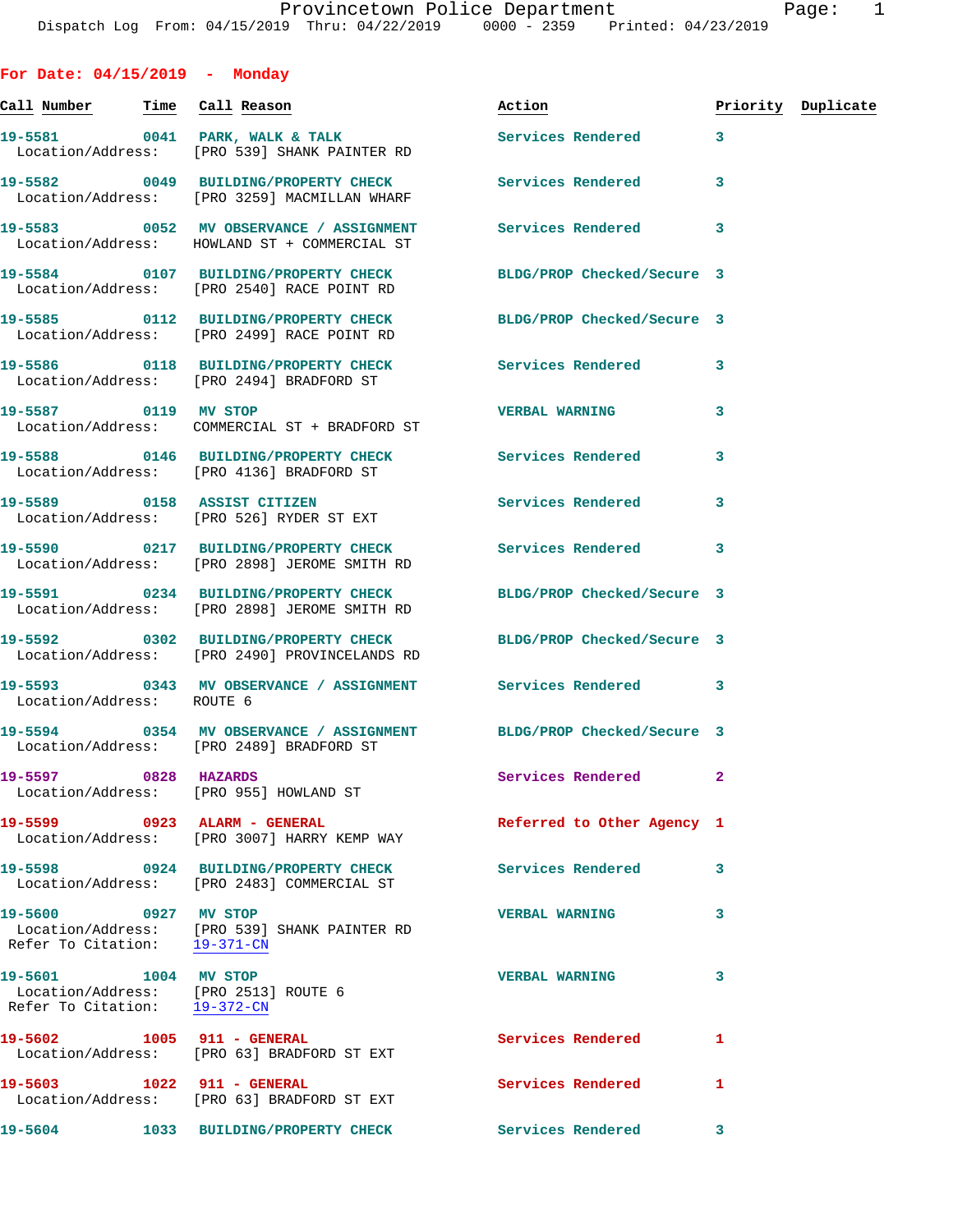Provincetown Police Department
Dispatch Log From: 04/15/2019 Thru: 04/22/2019 0000 - 2359 Printed: 04/23/2019

## For Date: 04/15/2019 - Monday

| Call Number | Time | Call Reason | Action | Priority | Duplicate |
|---|---|---|---|---|---|
| 19-5581 | 0041 | PARK, WALK & TALK | Services Rendered | 3 | |
| Location/Address: | | [PRO 539] SHANK PAINTER RD | | | |
| 19-5582 | 0049 | BUILDING/PROPERTY CHECK | Services Rendered | 3 | |
| Location/Address: | | [PRO 3259] MACMILLAN WHARF | | | |
| 19-5583 | 0052 | MV OBSERVANCE / ASSIGNMENT | Services Rendered | 3 | |
| Location/Address: | | HOWLAND ST + COMMERCIAL ST | | | |
| 19-5584 | 0107 | BUILDING/PROPERTY CHECK | BLDG/PROP Checked/Secure | 3 | |
| Location/Address: | | [PRO 2540] RACE POINT RD | | | |
| 19-5585 | 0112 | BUILDING/PROPERTY CHECK | BLDG/PROP Checked/Secure | 3 | |
| Location/Address: | | [PRO 2499] RACE POINT RD | | | |
| 19-5586 | 0118 | BUILDING/PROPERTY CHECK | Services Rendered | 3 | |
| Location/Address: | | [PRO 2494] BRADFORD ST | | | |
| 19-5587 | 0119 | MV STOP | VERBAL WARNING | 3 | |
| Location/Address: | | COMMERCIAL ST + BRADFORD ST | | | |
| 19-5588 | 0146 | BUILDING/PROPERTY CHECK | Services Rendered | 3 | |
| Location/Address: | | [PRO 4136] BRADFORD ST | | | |
| 19-5589 | 0158 | ASSIST CITIZEN | Services Rendered | 3 | |
| Location/Address: | | [PRO 526] RYDER ST EXT | | | |
| 19-5590 | 0217 | BUILDING/PROPERTY CHECK | Services Rendered | 3 | |
| Location/Address: | | [PRO 2898] JEROME SMITH RD | | | |
| 19-5591 | 0234 | BUILDING/PROPERTY CHECK | BLDG/PROP Checked/Secure | 3 | |
| Location/Address: | | [PRO 2898] JEROME SMITH RD | | | |
| 19-5592 | 0302 | BUILDING/PROPERTY CHECK | BLDG/PROP Checked/Secure | 3 | |
| Location/Address: | | [PRO 2490] PROVINCELANDS RD | | | |
| 19-5593 | 0343 | MV OBSERVANCE / ASSIGNMENT | Services Rendered | 3 | |
| Location/Address: | | ROUTE 6 | | | |
| 19-5594 | 0354 | MV OBSERVANCE / ASSIGNMENT | BLDG/PROP Checked/Secure | 3 | |
| Location/Address: | | [PRO 2489] BRADFORD ST | | | |
| 19-5597 | 0828 | HAZARDS | Services Rendered | 2 | |
| Location/Address: | | [PRO 955] HOWLAND ST | | | |
| 19-5599 | 0923 | ALARM - GENERAL | Referred to Other Agency | 1 | |
| Location/Address: | | [PRO 3007] HARRY KEMP WAY | | | |
| 19-5598 | 0924 | BUILDING/PROPERTY CHECK | Services Rendered | 3 | |
| Location/Address: | | [PRO 2483] COMMERCIAL ST | | | |
| 19-5600 | 0927 | MV STOP | VERBAL WARNING | 3 | |
| Location/Address: | | [PRO 539] SHANK PAINTER RD | | | |
| Refer To Citation: | | 19-371-CN | | | |
| 19-5601 | 1004 | MV STOP | VERBAL WARNING | 3 | |
| Location/Address: | | [PRO 2513] ROUTE 6 | | | |
| Refer To Citation: | | 19-372-CN | | | |
| 19-5602 | 1005 | 911 - GENERAL | Services Rendered | 1 | |
| Location/Address: | | [PRO 63] BRADFORD ST EXT | | | |
| 19-5603 | 1022 | 911 - GENERAL | Services Rendered | 1 | |
| Location/Address: | | [PRO 63] BRADFORD ST EXT | | | |
| 19-5604 | 1033 | BUILDING/PROPERTY CHECK | Services Rendered | 3 | |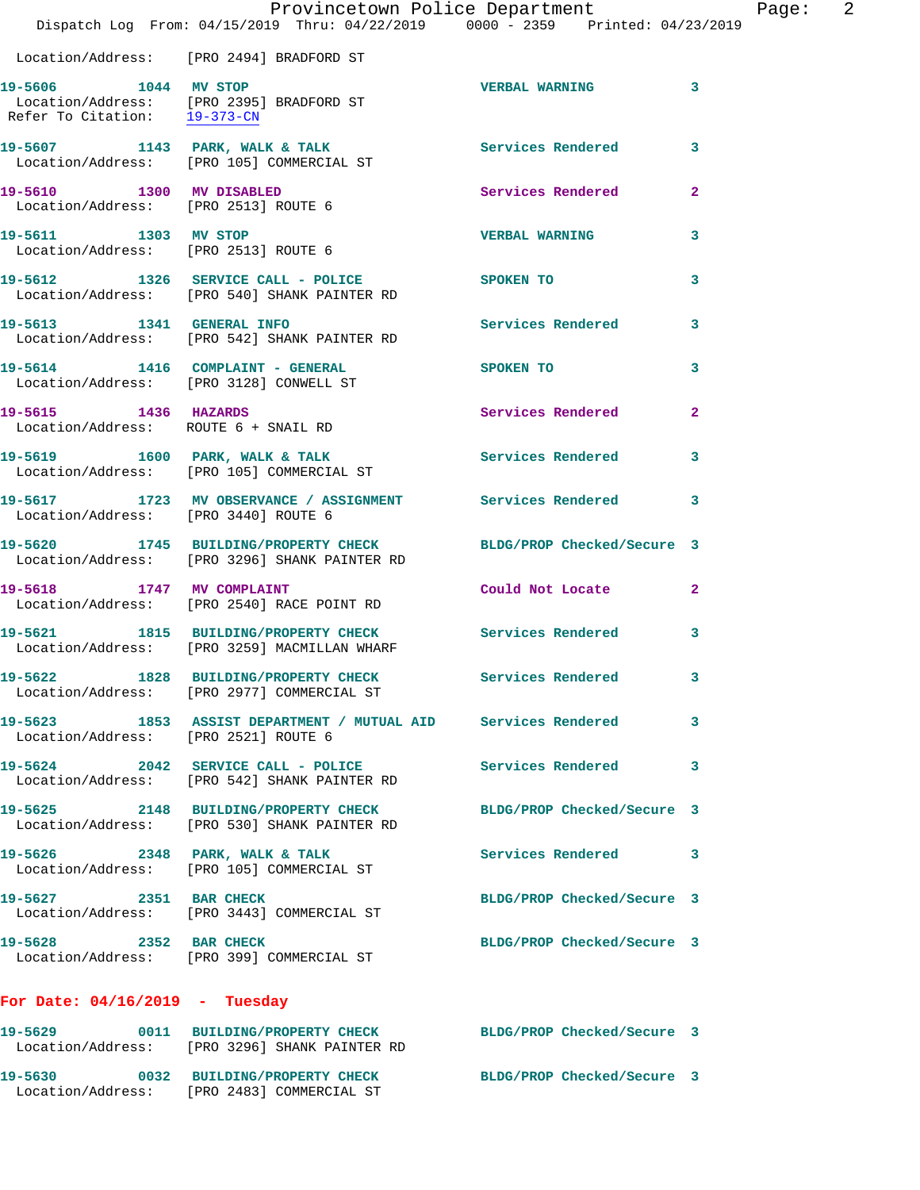Location/Address: [PRO 2494] BRADFORD ST

19-5606 1044 MV STOP VERBAL WARNING 3
 Location/Address: [PRO 2395] BRADFORD ST
 Refer To Citation: 19-373-CN

19-5607 1143 PARK, WALK & TALK Services Rendered 3
 Location/Address: [PRO 105] COMMERCIAL ST

19-5610 1300 MV DISABLED Services Rendered 2
 Location/Address: [PRO 2513] ROUTE 6

19-5611 1303 MV STOP VERBAL WARNING 3
 Location/Address: [PRO 2513] ROUTE 6

19-5612 1326 SERVICE CALL - POLICE SPOKEN TO 3
 Location/Address: [PRO 540] SHANK PAINTER RD

19-5613 1341 GENERAL INFO Services Rendered 3
 Location/Address: [PRO 542] SHANK PAINTER RD

19-5614 1416 COMPLAINT - GENERAL SPOKEN TO 3
 Location/Address: [PRO 3128] CONWELL ST

19-5615 1436 HAZARDS Services Rendered 2
 Location/Address: ROUTE 6 + SNAIL RD

19-5619 1600 PARK, WALK & TALK Services Rendered 3
 Location/Address: [PRO 105] COMMERCIAL ST

19-5617 1723 MV OBSERVANCE / ASSIGNMENT Services Rendered 3
 Location/Address: [PRO 3440] ROUTE 6

19-5620 1745 BUILDING/PROPERTY CHECK BLDG/PROP Checked/Secure 3
 Location/Address: [PRO 3296] SHANK PAINTER RD

19-5618 1747 MV COMPLAINT Could Not Locate 2
 Location/Address: [PRO 2540] RACE POINT RD

19-5621 1815 BUILDING/PROPERTY CHECK Services Rendered 3
 Location/Address: [PRO 3259] MACMILLAN WHARF

19-5622 1828 BUILDING/PROPERTY CHECK Services Rendered 3
 Location/Address: [PRO 2977] COMMERCIAL ST

19-5623 1853 ASSIST DEPARTMENT / MUTUAL AID Services Rendered 3
 Location/Address: [PRO 2521] ROUTE 6

19-5624 2042 SERVICE CALL - POLICE Services Rendered 3
 Location/Address: [PRO 542] SHANK PAINTER RD

19-5625 2148 BUILDING/PROPERTY CHECK BLDG/PROP Checked/Secure 3
 Location/Address: [PRO 530] SHANK PAINTER RD

19-5626 2348 PARK, WALK & TALK Services Rendered 3
 Location/Address: [PRO 105] COMMERCIAL ST

19-5627 2351 BAR CHECK BLDG/PROP Checked/Secure 3
 Location/Address: [PRO 3443] COMMERCIAL ST

19-5628 2352 BAR CHECK BLDG/PROP Checked/Secure 3
 Location/Address: [PRO 399] COMMERCIAL ST

**For Date: 04/16/2019 - Tuesday**

19-5629 0011 BUILDING/PROPERTY CHECK BLDG/PROP Checked/Secure 3
 Location/Address: [PRO 3296] SHANK PAINTER RD

19-5630 0032 BUILDING/PROPERTY CHECK BLDG/PROP Checked/Secure 3
 Location/Address: [PRO 2483] COMMERCIAL ST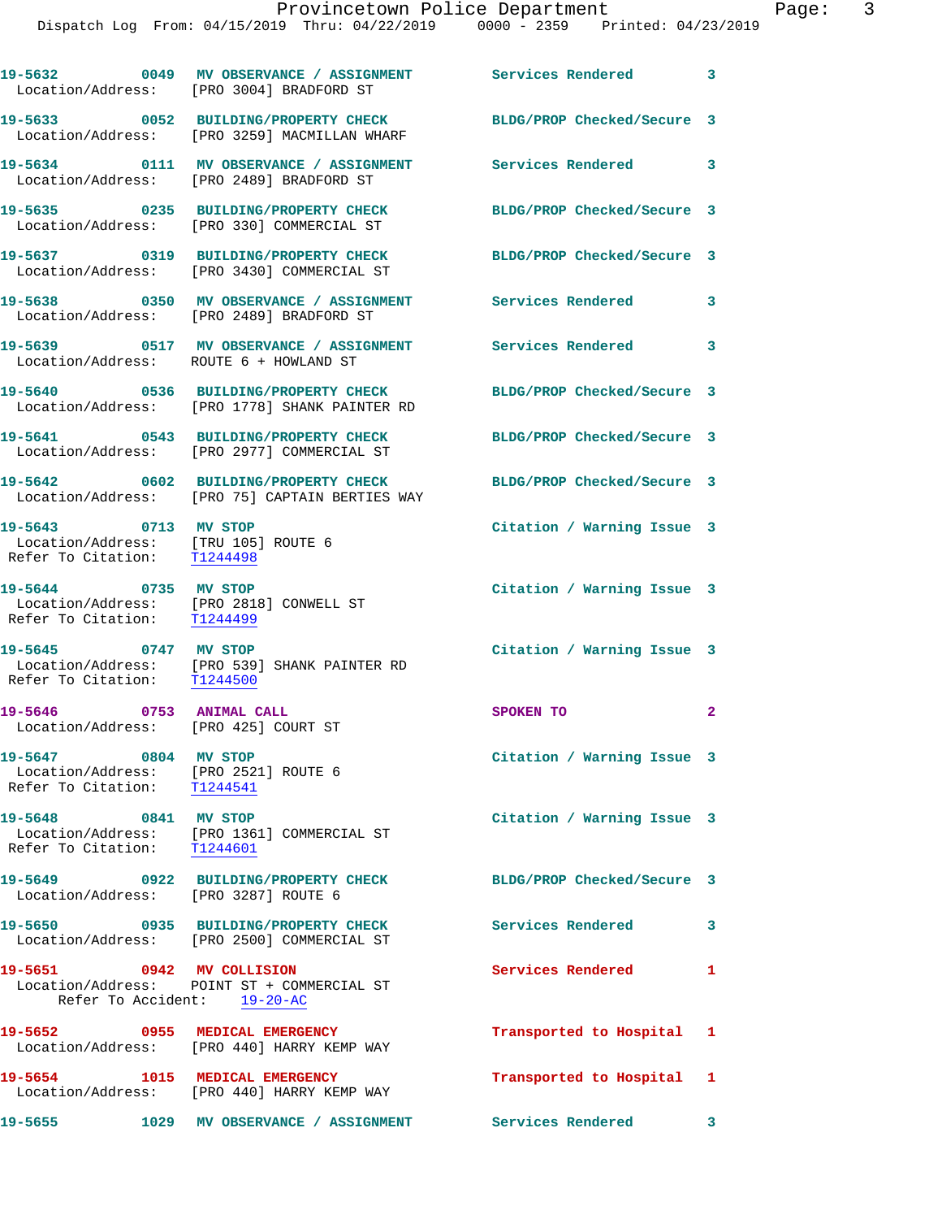19-5632 0049 MV OBSERVANCE / ASSIGNMENT Services Rendered 3
Location/Address: [PRO 3004] BRADFORD ST

19-5633 0052 BUILDING/PROPERTY CHECK BLDG/PROP Checked/Secure 3
Location/Address: [PRO 3259] MACMILLAN WHARF

19-5634 0111 MV OBSERVANCE / ASSIGNMENT Services Rendered 3
Location/Address: [PRO 2489] BRADFORD ST

19-5635 0235 BUILDING/PROPERTY CHECK BLDG/PROP Checked/Secure 3
Location/Address: [PRO 330] COMMERCIAL ST

19-5637 0319 BUILDING/PROPERTY CHECK BLDG/PROP Checked/Secure 3
Location/Address: [PRO 3430] COMMERCIAL ST

19-5638 0350 MV OBSERVANCE / ASSIGNMENT Services Rendered 3
Location/Address: [PRO 2489] BRADFORD ST

19-5639 0517 MV OBSERVANCE / ASSIGNMENT Services Rendered 3
Location/Address: ROUTE 6 + HOWLAND ST

19-5640 0536 BUILDING/PROPERTY CHECK BLDG/PROP Checked/Secure 3
Location/Address: [PRO 1778] SHANK PAINTER RD

19-5641 0543 BUILDING/PROPERTY CHECK BLDG/PROP Checked/Secure 3
Location/Address: [PRO 2977] COMMERCIAL ST

19-5642 0602 BUILDING/PROPERTY CHECK BLDG/PROP Checked/Secure 3
Location/Address: [PRO 75] CAPTAIN BERTIES WAY

19-5643 0713 MV STOP Citation / Warning Issue 3
Location/Address: [TRU 105] ROUTE 6
Refer To Citation: T1244498

19-5644 0735 MV STOP Citation / Warning Issue 3
Location/Address: [PRO 2818] CONWELL ST
Refer To Citation: T1244499

19-5645 0747 MV STOP Citation / Warning Issue 3
Location/Address: [PRO 539] SHANK PAINTER RD
Refer To Citation: T1244500

19-5646 0753 ANIMAL CALL SPOKEN TO 2
Location/Address: [PRO 425] COURT ST

19-5647 0804 MV STOP Citation / Warning Issue 3
Location/Address: [PRO 2521] ROUTE 6
Refer To Citation: T1244541

19-5648 0841 MV STOP Citation / Warning Issue 3
Location/Address: [PRO 1361] COMMERCIAL ST
Refer To Citation: T1244601

19-5649 0922 BUILDING/PROPERTY CHECK BLDG/PROP Checked/Secure 3
Location/Address: [PRO 3287] ROUTE 6

19-5650 0935 BUILDING/PROPERTY CHECK Services Rendered 3
Location/Address: [PRO 2500] COMMERCIAL ST

19-5651 0942 MV COLLISION Services Rendered 1
Location/Address: POINT ST + COMMERCIAL ST
Refer To Accident: 19-20-AC

19-5652 0955 MEDICAL EMERGENCY Transported to Hospital 1
Location/Address: [PRO 440] HARRY KEMP WAY

19-5654 1015 MEDICAL EMERGENCY Transported to Hospital 1
Location/Address: [PRO 440] HARRY KEMP WAY

19-5655 1029 MV OBSERVANCE / ASSIGNMENT Services Rendered 3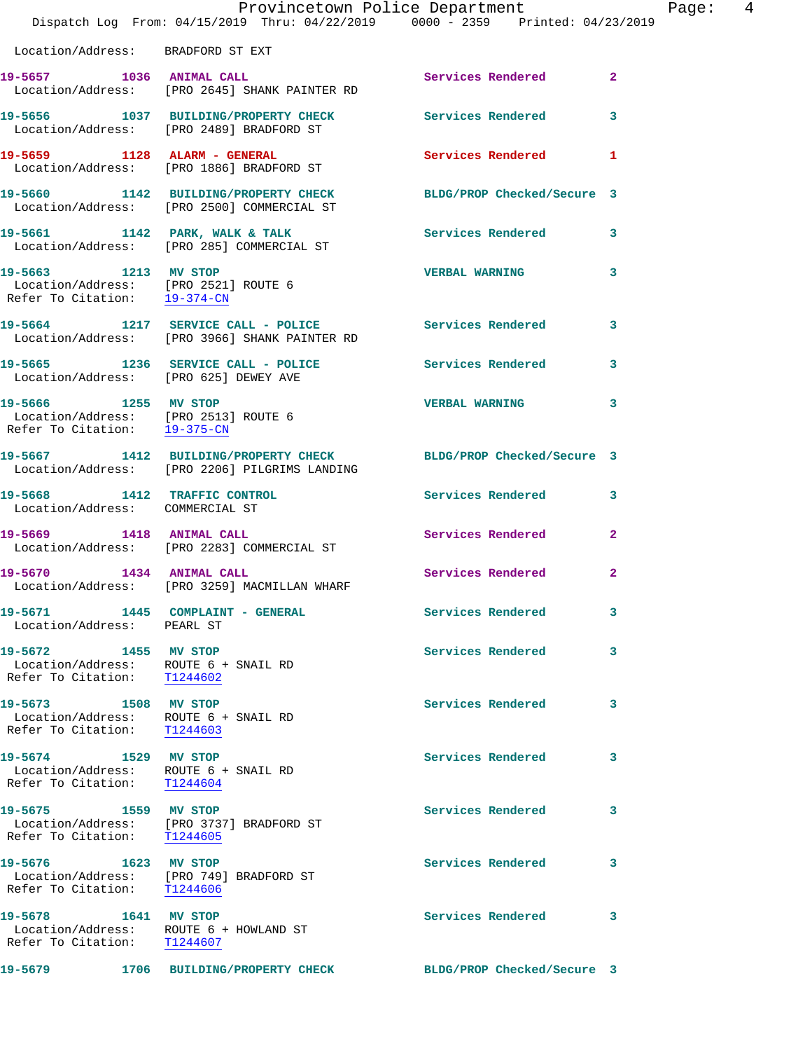Location/Address: BRADFORD ST EXT

**19-5657** 1036 **ANIMAL CALL** Services Rendered 2
Location/Address: [PRO 2645] SHANK PAINTER RD

**19-5656** 1037 **BUILDING/PROPERTY CHECK** Services Rendered 3
Location/Address: [PRO 2489] BRADFORD ST

**19-5659** 1128 **ALARM - GENERAL** Services Rendered 1
Location/Address: [PRO 1886] BRADFORD ST

**19-5660** 1142 **BUILDING/PROPERTY CHECK** BLDG/PROP Checked/Secure 3
Location/Address: [PRO 2500] COMMERCIAL ST

**19-5661** 1142 **PARK, WALK & TALK** Services Rendered 3
Location/Address: [PRO 285] COMMERCIAL ST

**19-5663** 1213 **MV STOP** VERBAL WARNING 3
Location/Address: [PRO 2521] ROUTE 6
Refer To Citation: 19-374-CN

**19-5664** 1217 **SERVICE CALL - POLICE** Services Rendered 3
Location/Address: [PRO 3966] SHANK PAINTER RD

**19-5665** 1236 **SERVICE CALL - POLICE** Services Rendered 3
Location/Address: [PRO 625] DEWEY AVE

**19-5666** 1255 **MV STOP** VERBAL WARNING 3
Location/Address: [PRO 2513] ROUTE 6
Refer To Citation: 19-375-CN

**19-5667** 1412 **BUILDING/PROPERTY CHECK** BLDG/PROP Checked/Secure 3
Location/Address: [PRO 2206] PILGRIMS LANDING

**19-5668** 1412 **TRAFFIC CONTROL** Services Rendered 3
Location/Address: COMMERCIAL ST

**19-5669** 1418 **ANIMAL CALL** Services Rendered 2
Location/Address: [PRO 2283] COMMERCIAL ST

**19-5670** 1434 **ANIMAL CALL** Services Rendered 2
Location/Address: [PRO 3259] MACMILLAN WHARF

**19-5671** 1445 **COMPLAINT - GENERAL** Services Rendered 3
Location/Address: PEARL ST

**19-5672** 1455 **MV STOP** Services Rendered 3
Location/Address: ROUTE 6 + SNAIL RD
Refer To Citation: T1244602

**19-5673** 1508 **MV STOP** Services Rendered 3
Location/Address: ROUTE 6 + SNAIL RD
Refer To Citation: T1244603

**19-5674** 1529 **MV STOP** Services Rendered 3
Location/Address: ROUTE 6 + SNAIL RD
Refer To Citation: T1244604

**19-5675** 1559 **MV STOP** Services Rendered 3
Location/Address: [PRO 3737] BRADFORD ST
Refer To Citation: T1244605

**19-5676** 1623 **MV STOP** Services Rendered 3
Location/Address: [PRO 749] BRADFORD ST
Refer To Citation: T1244606

**19-5678** 1641 **MV STOP** Services Rendered 3
Location/Address: ROUTE 6 + HOWLAND ST
Refer To Citation: T1244607

**19-5679** 1706 **BUILDING/PROPERTY CHECK** BLDG/PROP Checked/Secure 3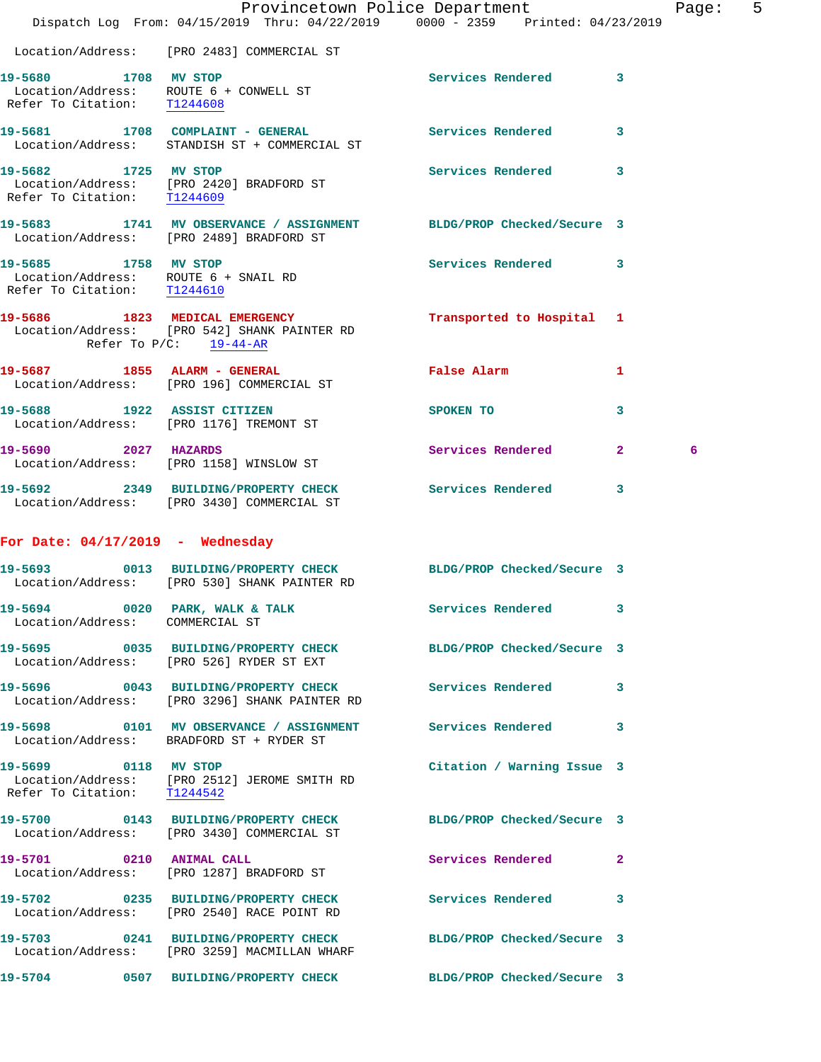Location/Address: [PRO 2483] COMMERCIAL ST

**19-5680 1708 MV STOP** — Services Rendered 3
Location/Address: ROUTE 6 + CONWELL ST
Refer To Citation: T1244608

**19-5681 1708 COMPLAINT - GENERAL** — Services Rendered 3
Location/Address: STANDISH ST + COMMERCIAL ST

**19-5682 1725 MV STOP** — Services Rendered 3
Location/Address: [PRO 2420] BRADFORD ST
Refer To Citation: T1244609

**19-5683 1741 MV OBSERVANCE / ASSIGNMENT** — BLDG/PROP Checked/Secure 3
Location/Address: [PRO 2489] BRADFORD ST

**19-5685 1758 MV STOP** — Services Rendered 3
Location/Address: ROUTE 6 + SNAIL RD
Refer To Citation: T1244610

**19-5686 1823 MEDICAL EMERGENCY** — Transported to Hospital 1
Location/Address: [PRO 542] SHANK PAINTER RD
Refer To P/C: 19-44-AR

**19-5687 1855 ALARM - GENERAL** — False Alarm 1
Location/Address: [PRO 196] COMMERCIAL ST

**19-5688 1922 ASSIST CITIZEN** — SPOKEN TO 3
Location/Address: [PRO 1176] TREMONT ST

**19-5690 2027 HAZARDS** — Services Rendered 2 6
Location/Address: [PRO 1158] WINSLOW ST

**19-5692 2349 BUILDING/PROPERTY CHECK** — Services Rendered 3
Location/Address: [PRO 3430] COMMERCIAL ST

## For Date: 04/17/2019 - Wednesday

**19-5693 0013 BUILDING/PROPERTY CHECK** — BLDG/PROP Checked/Secure 3
Location/Address: [PRO 530] SHANK PAINTER RD

**19-5694 0020 PARK, WALK & TALK** — Services Rendered 3
Location/Address: COMMERCIAL ST

**19-5695 0035 BUILDING/PROPERTY CHECK** — BLDG/PROP Checked/Secure 3
Location/Address: [PRO 526] RYDER ST EXT

**19-5696 0043 BUILDING/PROPERTY CHECK** — Services Rendered 3
Location/Address: [PRO 3296] SHANK PAINTER RD

**19-5698 0101 MV OBSERVANCE / ASSIGNMENT** — Services Rendered 3
Location/Address: BRADFORD ST + RYDER ST

**19-5699 0118 MV STOP** — Citation / Warning Issue 3
Location/Address: [PRO 2512] JEROME SMITH RD
Refer To Citation: T1244542

**19-5700 0143 BUILDING/PROPERTY CHECK** — BLDG/PROP Checked/Secure 3
Location/Address: [PRO 3430] COMMERCIAL ST

**19-5701 0210 ANIMAL CALL** — Services Rendered 2
Location/Address: [PRO 1287] BRADFORD ST

**19-5702 0235 BUILDING/PROPERTY CHECK** — Services Rendered 3
Location/Address: [PRO 2540] RACE POINT RD

**19-5703 0241 BUILDING/PROPERTY CHECK** — BLDG/PROP Checked/Secure 3
Location/Address: [PRO 3259] MACMILLAN WHARF

**19-5704 0507 BUILDING/PROPERTY CHECK** — BLDG/PROP Checked/Secure 3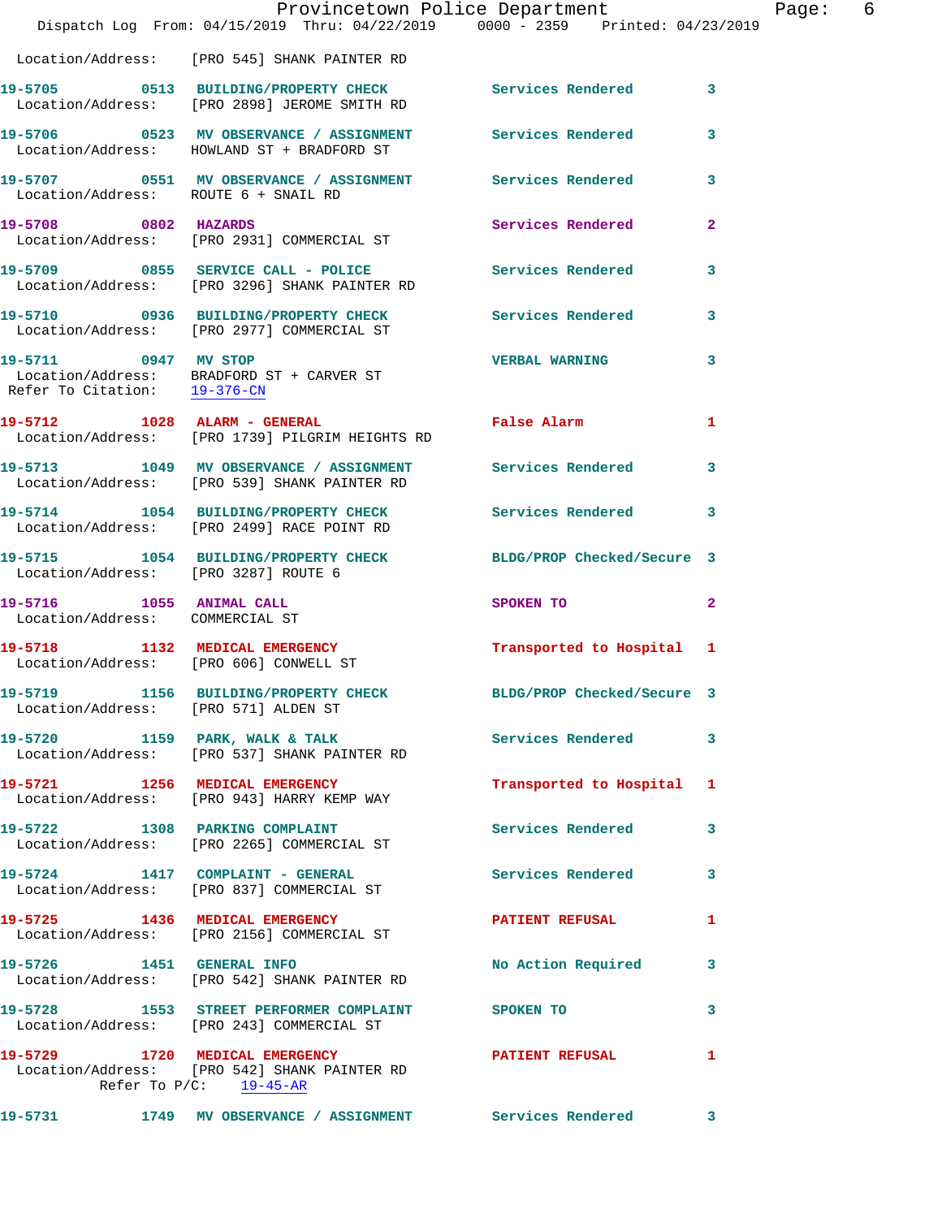Location/Address: [PRO 545] SHANK PAINTER RD

**19-5705** 0513 **BUILDING/PROPERTY CHECK** Services Rendered 3
Location/Address: [PRO 2898] JEROME SMITH RD

**19-5706** 0523 **MV OBSERVANCE / ASSIGNMENT** Services Rendered 3
Location/Address: HOWLAND ST + BRADFORD ST

**19-5707** 0551 **MV OBSERVANCE / ASSIGNMENT** Services Rendered 3
Location/Address: ROUTE 6 + SNAIL RD

**19-5708** 0802 **HAZARDS** Services Rendered 2
Location/Address: [PRO 2931] COMMERCIAL ST

**19-5709** 0855 **SERVICE CALL - POLICE** Services Rendered 3
Location/Address: [PRO 3296] SHANK PAINTER RD

**19-5710** 0936 **BUILDING/PROPERTY CHECK** Services Rendered 3
Location/Address: [PRO 2977] COMMERCIAL ST

**19-5711** 0947 **MV STOP** VERBAL WARNING 3
Location/Address: BRADFORD ST + CARVER ST
Refer To Citation: 19-376-CN

**19-5712** 1028 **ALARM - GENERAL** False Alarm 1
Location/Address: [PRO 1739] PILGRIM HEIGHTS RD

**19-5713** 1049 **MV OBSERVANCE / ASSIGNMENT** Services Rendered 3
Location/Address: [PRO 539] SHANK PAINTER RD

**19-5714** 1054 **BUILDING/PROPERTY CHECK** Services Rendered 3
Location/Address: [PRO 2499] RACE POINT RD

**19-5715** 1054 **BUILDING/PROPERTY CHECK** BLDG/PROP Checked/Secure 3
Location/Address: [PRO 3287] ROUTE 6

**19-5716** 1055 **ANIMAL CALL** SPOKEN TO 2
Location/Address: COMMERCIAL ST

**19-5718** 1132 **MEDICAL EMERGENCY** Transported to Hospital 1
Location/Address: [PRO 606] CONWELL ST

**19-5719** 1156 **BUILDING/PROPERTY CHECK** BLDG/PROP Checked/Secure 3
Location/Address: [PRO 571] ALDEN ST

**19-5720** 1159 **PARK, WALK & TALK** Services Rendered 3
Location/Address: [PRO 537] SHANK PAINTER RD

**19-5721** 1256 **MEDICAL EMERGENCY** Transported to Hospital 1
Location/Address: [PRO 943] HARRY KEMP WAY

**19-5722** 1308 **PARKING COMPLAINT** Services Rendered 3
Location/Address: [PRO 2265] COMMERCIAL ST

**19-5724** 1417 **COMPLAINT - GENERAL** Services Rendered 3
Location/Address: [PRO 837] COMMERCIAL ST

**19-5725** 1436 **MEDICAL EMERGENCY** PATIENT REFUSAL 1
Location/Address: [PRO 2156] COMMERCIAL ST

**19-5726** 1451 **GENERAL INFO** No Action Required 3
Location/Address: [PRO 542] SHANK PAINTER RD

**19-5728** 1553 **STREET PERFORMER COMPLAINT** SPOKEN TO 3
Location/Address: [PRO 243] COMMERCIAL ST

**19-5729** 1720 **MEDICAL EMERGENCY** PATIENT REFUSAL 1
Location/Address: [PRO 542] SHANK PAINTER RD
Refer To P/C: 19-45-AR

**19-5731** 1749 **MV OBSERVANCE / ASSIGNMENT** Services Rendered 3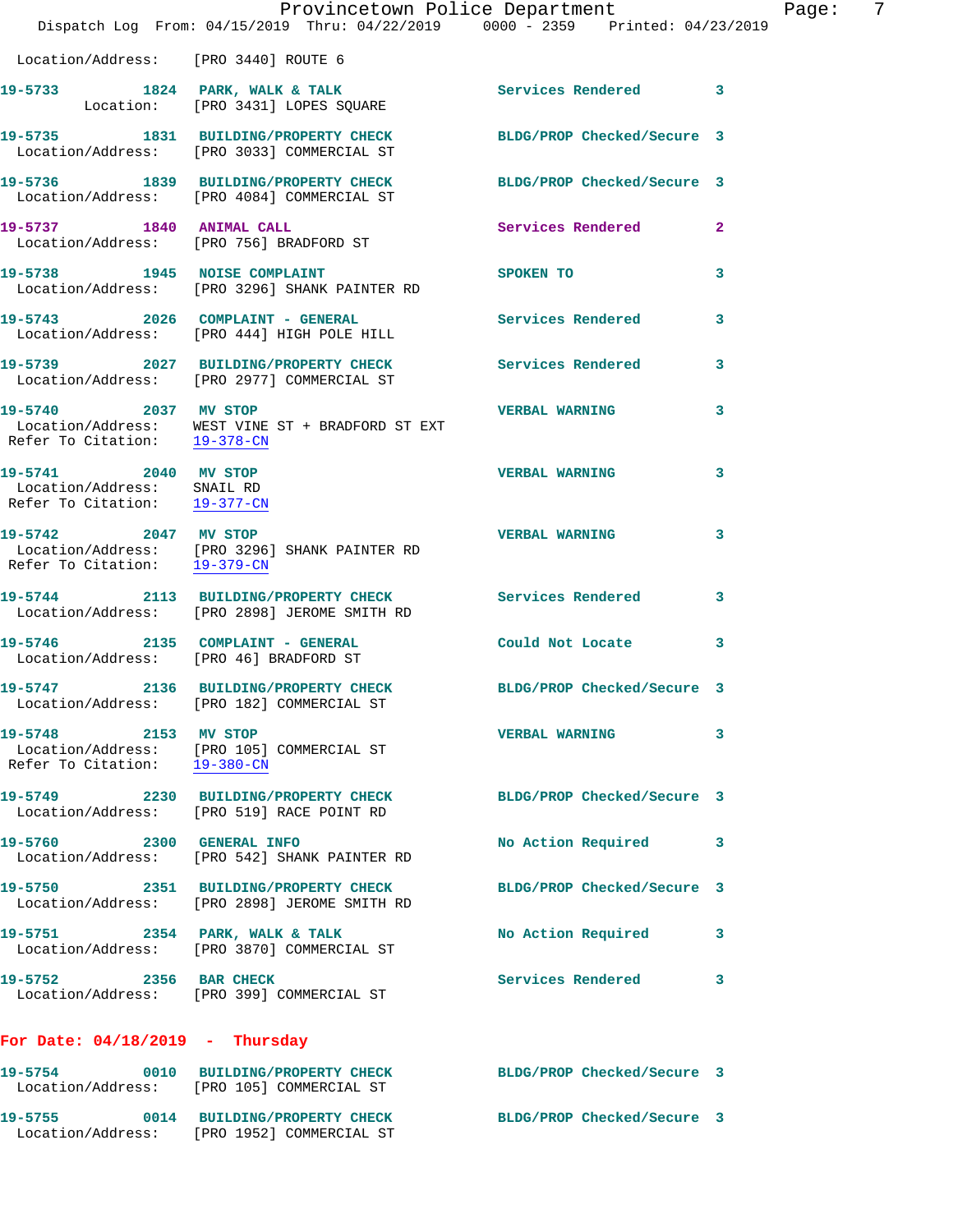Location/Address: [PRO 3440] ROUTE 6

**19-5733** 1824 **PARK, WALK & TALK** Services Rendered 3
Location: [PRO 3431] LOPES SQUARE

**19-5735** 1831 **BUILDING/PROPERTY CHECK** BLDG/PROP Checked/Secure 3
Location/Address: [PRO 3033] COMMERCIAL ST

**19-5736** 1839 **BUILDING/PROPERTY CHECK** BLDG/PROP Checked/Secure 3
Location/Address: [PRO 4084] COMMERCIAL ST

**19-5737** 1840 **ANIMAL CALL** Services Rendered 2
Location/Address: [PRO 756] BRADFORD ST

**19-5738** 1945 **NOISE COMPLAINT** SPOKEN TO 3
Location/Address: [PRO 3296] SHANK PAINTER RD

**19-5743** 2026 **COMPLAINT - GENERAL** Services Rendered 3
Location/Address: [PRO 444] HIGH POLE HILL

**19-5739** 2027 **BUILDING/PROPERTY CHECK** Services Rendered 3
Location/Address: [PRO 2977] COMMERCIAL ST

**19-5740** 2037 **MV STOP** VERBAL WARNING 3
Location/Address: WEST VINE ST + BRADFORD ST EXT
Refer To Citation: 19-378-CN

**19-5741** 2040 **MV STOP** VERBAL WARNING 3
Location/Address: SNAIL RD
Refer To Citation: 19-377-CN

**19-5742** 2047 **MV STOP** VERBAL WARNING 3
Location/Address: [PRO 3296] SHANK PAINTER RD
Refer To Citation: 19-379-CN

**19-5744** 2113 **BUILDING/PROPERTY CHECK** Services Rendered 3
Location/Address: [PRO 2898] JEROME SMITH RD

**19-5746** 2135 **COMPLAINT - GENERAL** Could Not Locate 3
Location/Address: [PRO 46] BRADFORD ST

**19-5747** 2136 **BUILDING/PROPERTY CHECK** BLDG/PROP Checked/Secure 3
Location/Address: [PRO 182] COMMERCIAL ST

**19-5748** 2153 **MV STOP** VERBAL WARNING 3
Location/Address: [PRO 105] COMMERCIAL ST
Refer To Citation: 19-380-CN

**19-5749** 2230 **BUILDING/PROPERTY CHECK** BLDG/PROP Checked/Secure 3
Location/Address: [PRO 519] RACE POINT RD

**19-5760** 2300 **GENERAL INFO** No Action Required 3
Location/Address: [PRO 542] SHANK PAINTER RD

**19-5750** 2351 **BUILDING/PROPERTY CHECK** BLDG/PROP Checked/Secure 3
Location/Address: [PRO 2898] JEROME SMITH RD

**19-5751** 2354 **PARK, WALK & TALK** No Action Required 3
Location/Address: [PRO 3870] COMMERCIAL ST

**19-5752** 2356 **BAR CHECK** Services Rendered 3
Location/Address: [PRO 399] COMMERCIAL ST

## For Date: 04/18/2019 - Thursday

**19-5754** 0010 **BUILDING/PROPERTY CHECK** BLDG/PROP Checked/Secure 3
Location/Address: [PRO 105] COMMERCIAL ST

**19-5755** 0014 **BUILDING/PROPERTY CHECK** BLDG/PROP Checked/Secure 3
Location/Address: [PRO 1952] COMMERCIAL ST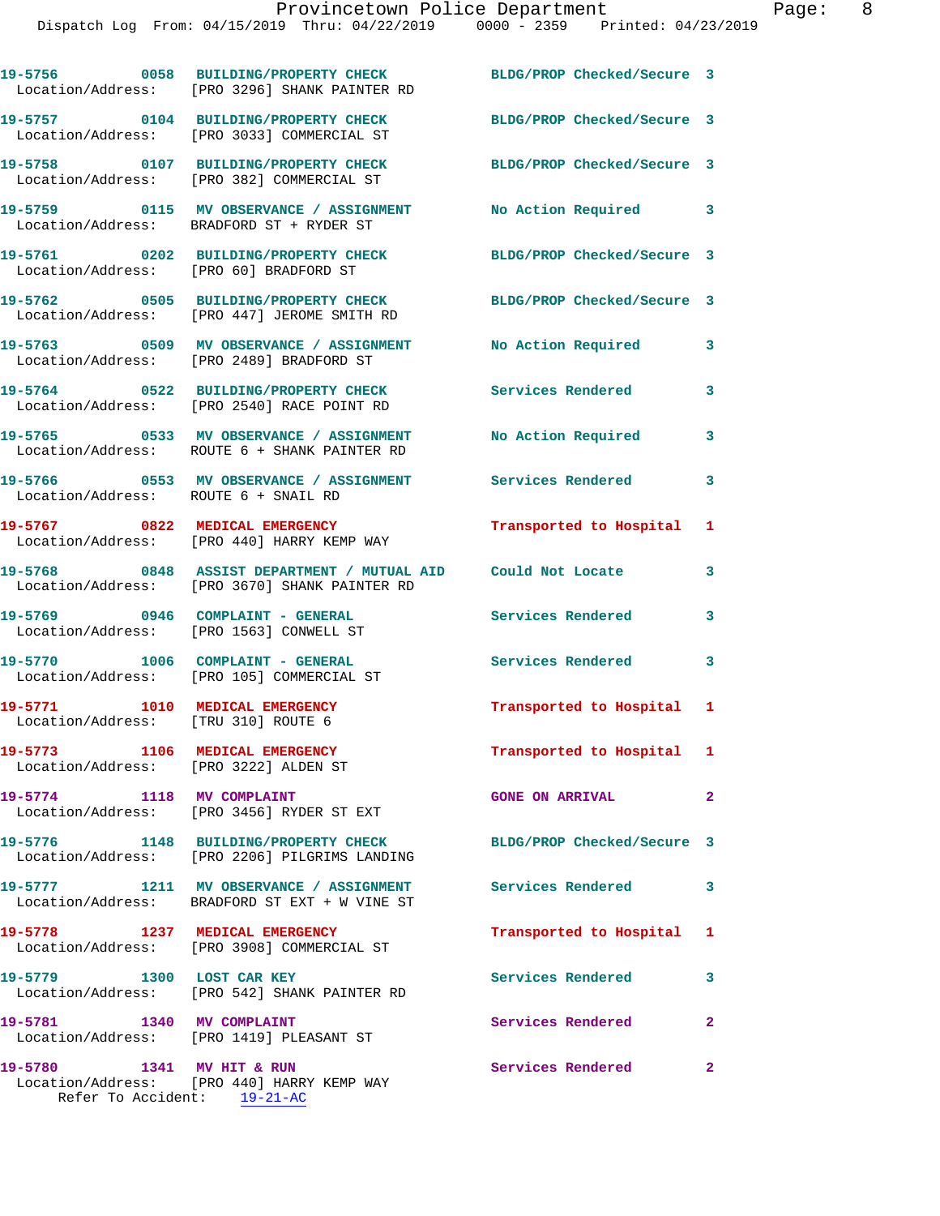| Call # | Time | Call Type | Disposition | Priority |
|---|---|---|---|---|
| 19-5756 | 0058 | BUILDING/PROPERTY CHECK | BLDG/PROP Checked/Secure | 3 |
| Location/Address: [PRO 3296] SHANK PAINTER RD | | | | |
| 19-5757 | 0104 | BUILDING/PROPERTY CHECK | BLDG/PROP Checked/Secure | 3 |
| Location/Address: [PRO 3033] COMMERCIAL ST | | | | |
| 19-5758 | 0107 | BUILDING/PROPERTY CHECK | BLDG/PROP Checked/Secure | 3 |
| Location/Address: [PRO 382] COMMERCIAL ST | | | | |
| 19-5759 | 0115 | MV OBSERVANCE / ASSIGNMENT | No Action Required | 3 |
| Location/Address: BRADFORD ST + RYDER ST | | | | |
| 19-5761 | 0202 | BUILDING/PROPERTY CHECK | BLDG/PROP Checked/Secure | 3 |
| Location/Address: [PRO 60] BRADFORD ST | | | | |
| 19-5762 | 0505 | BUILDING/PROPERTY CHECK | BLDG/PROP Checked/Secure | 3 |
| Location/Address: [PRO 447] JEROME SMITH RD | | | | |
| 19-5763 | 0509 | MV OBSERVANCE / ASSIGNMENT | No Action Required | 3 |
| Location/Address: [PRO 2489] BRADFORD ST | | | | |
| 19-5764 | 0522 | BUILDING/PROPERTY CHECK | Services Rendered | 3 |
| Location/Address: [PRO 2540] RACE POINT RD | | | | |
| 19-5765 | 0533 | MV OBSERVANCE / ASSIGNMENT | No Action Required | 3 |
| Location/Address: ROUTE 6 + SHANK PAINTER RD | | | | |
| 19-5766 | 0553 | MV OBSERVANCE / ASSIGNMENT | Services Rendered | 3 |
| Location/Address: ROUTE 6 + SNAIL RD | | | | |
| 19-5767 | 0822 | MEDICAL EMERGENCY | Transported to Hospital | 1 |
| Location/Address: [PRO 440] HARRY KEMP WAY | | | | |
| 19-5768 | 0848 | ASSIST DEPARTMENT / MUTUAL AID | Could Not Locate | 3 |
| Location/Address: [PRO 3670] SHANK PAINTER RD | | | | |
| 19-5769 | 0946 | COMPLAINT - GENERAL | Services Rendered | 3 |
| Location/Address: [PRO 1563] CONWELL ST | | | | |
| 19-5770 | 1006 | COMPLAINT - GENERAL | Services Rendered | 3 |
| Location/Address: [PRO 105] COMMERCIAL ST | | | | |
| 19-5771 | 1010 | MEDICAL EMERGENCY | Transported to Hospital | 1 |
| Location/Address: [TRU 310] ROUTE 6 | | | | |
| 19-5773 | 1106 | MEDICAL EMERGENCY | Transported to Hospital | 1 |
| Location/Address: [PRO 3222] ALDEN ST | | | | |
| 19-5774 | 1118 | MV COMPLAINT | GONE ON ARRIVAL | 2 |
| Location/Address: [PRO 3456] RYDER ST EXT | | | | |
| 19-5776 | 1148 | BUILDING/PROPERTY CHECK | BLDG/PROP Checked/Secure | 3 |
| Location/Address: [PRO 2206] PILGRIMS LANDING | | | | |
| 19-5777 | 1211 | MV OBSERVANCE / ASSIGNMENT | Services Rendered | 3 |
| Location/Address: BRADFORD ST EXT + W VINE ST | | | | |
| 19-5778 | 1237 | MEDICAL EMERGENCY | Transported to Hospital | 1 |
| Location/Address: [PRO 3908] COMMERCIAL ST | | | | |
| 19-5779 | 1300 | LOST CAR KEY | Services Rendered | 3 |
| Location/Address: [PRO 542] SHANK PAINTER RD | | | | |
| 19-5781 | 1340 | MV COMPLAINT | Services Rendered | 2 |
| Location/Address: [PRO 1419] PLEASANT ST | | | | |
| 19-5780 | 1341 | MV HIT & RUN | Services Rendered | 2 |
| Location/Address: [PRO 440] HARRY KEMP WAY; Refer To Accident: 19-21-AC | | | | |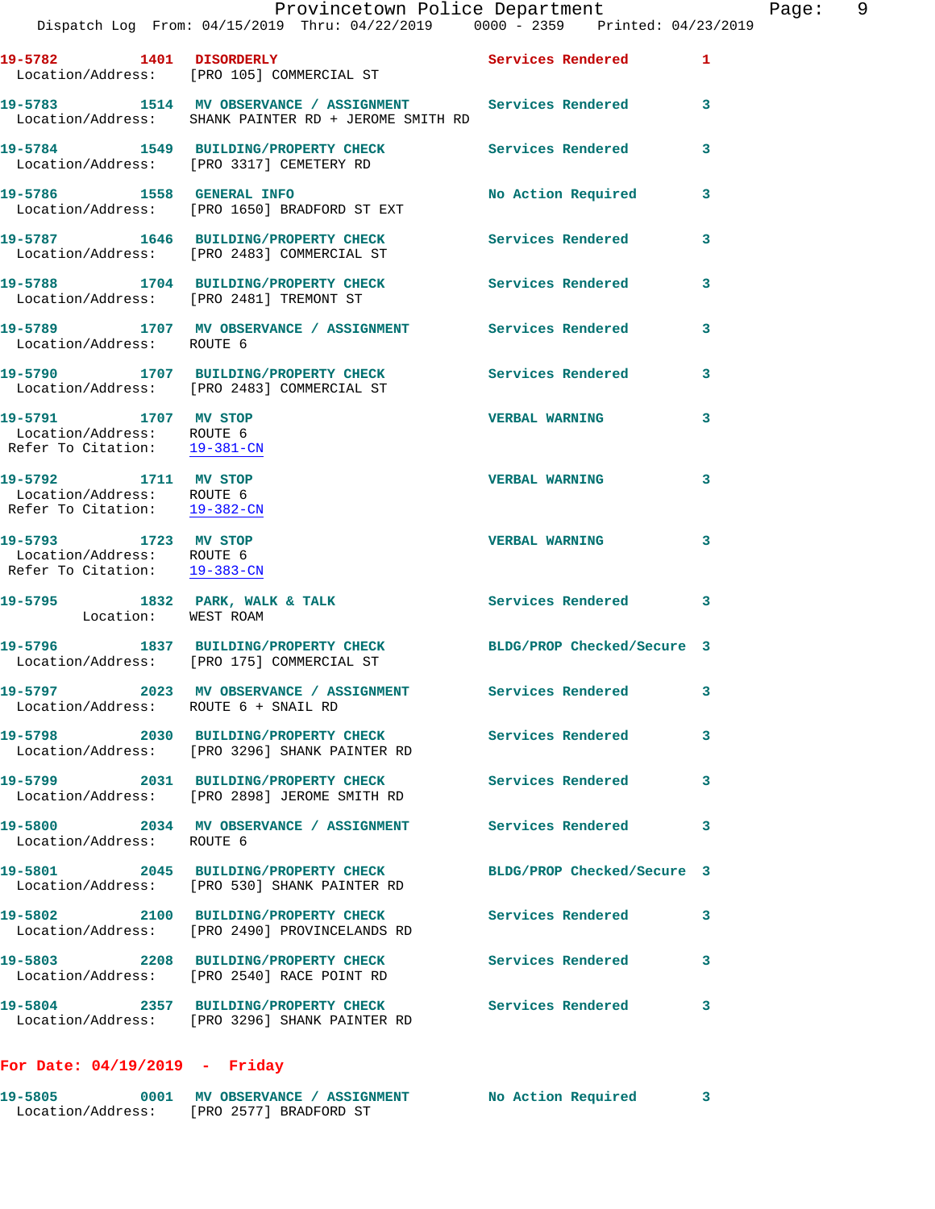19-5782 1401 DISORDERLY Services Rendered 1
Location/Address: [PRO 105] COMMERCIAL ST

19-5783 1514 MV OBSERVANCE / ASSIGNMENT Services Rendered 3
Location/Address: SHANK PAINTER RD + JEROME SMITH RD

19-5784 1549 BUILDING/PROPERTY CHECK Services Rendered 3
Location/Address: [PRO 3317] CEMETERY RD

19-5786 1558 GENERAL INFO No Action Required 3
Location/Address: [PRO 1650] BRADFORD ST EXT

19-5787 1646 BUILDING/PROPERTY CHECK Services Rendered 3
Location/Address: [PRO 2483] COMMERCIAL ST

19-5788 1704 BUILDING/PROPERTY CHECK Services Rendered 3
Location/Address: [PRO 2481] TREMONT ST

19-5789 1707 MV OBSERVANCE / ASSIGNMENT Services Rendered 3
Location/Address: ROUTE 6

19-5790 1707 BUILDING/PROPERTY CHECK Services Rendered 3
Location/Address: [PRO 2483] COMMERCIAL ST

19-5791 1707 MV STOP VERBAL WARNING 3
Location/Address: ROUTE 6
Refer To Citation: 19-381-CN

19-5792 1711 MV STOP VERBAL WARNING 3
Location/Address: ROUTE 6
Refer To Citation: 19-382-CN

19-5793 1723 MV STOP VERBAL WARNING 3
Location/Address: ROUTE 6
Refer To Citation: 19-383-CN

19-5795 1832 PARK, WALK & TALK Services Rendered 3
Location: WEST ROAM

19-5796 1837 BUILDING/PROPERTY CHECK BLDG/PROP Checked/Secure 3
Location/Address: [PRO 175] COMMERCIAL ST

19-5797 2023 MV OBSERVANCE / ASSIGNMENT Services Rendered 3
Location/Address: ROUTE 6 + SNAIL RD

19-5798 2030 BUILDING/PROPERTY CHECK Services Rendered 3
Location/Address: [PRO 3296] SHANK PAINTER RD

19-5799 2031 BUILDING/PROPERTY CHECK Services Rendered 3
Location/Address: [PRO 2898] JEROME SMITH RD

19-5800 2034 MV OBSERVANCE / ASSIGNMENT Services Rendered 3
Location/Address: ROUTE 6

19-5801 2045 BUILDING/PROPERTY CHECK BLDG/PROP Checked/Secure 3
Location/Address: [PRO 530] SHANK PAINTER RD

19-5802 2100 BUILDING/PROPERTY CHECK Services Rendered 3
Location/Address: [PRO 2490] PROVINCELANDS RD

19-5803 2208 BUILDING/PROPERTY CHECK Services Rendered 3
Location/Address: [PRO 2540] RACE POINT RD

19-5804 2357 BUILDING/PROPERTY CHECK Services Rendered 3
Location/Address: [PRO 3296] SHANK PAINTER RD

**For Date: 04/19/2019 - Friday**

19-5805 0001 MV OBSERVANCE / ASSIGNMENT No Action Required 3
Location/Address: [PRO 2577] BRADFORD ST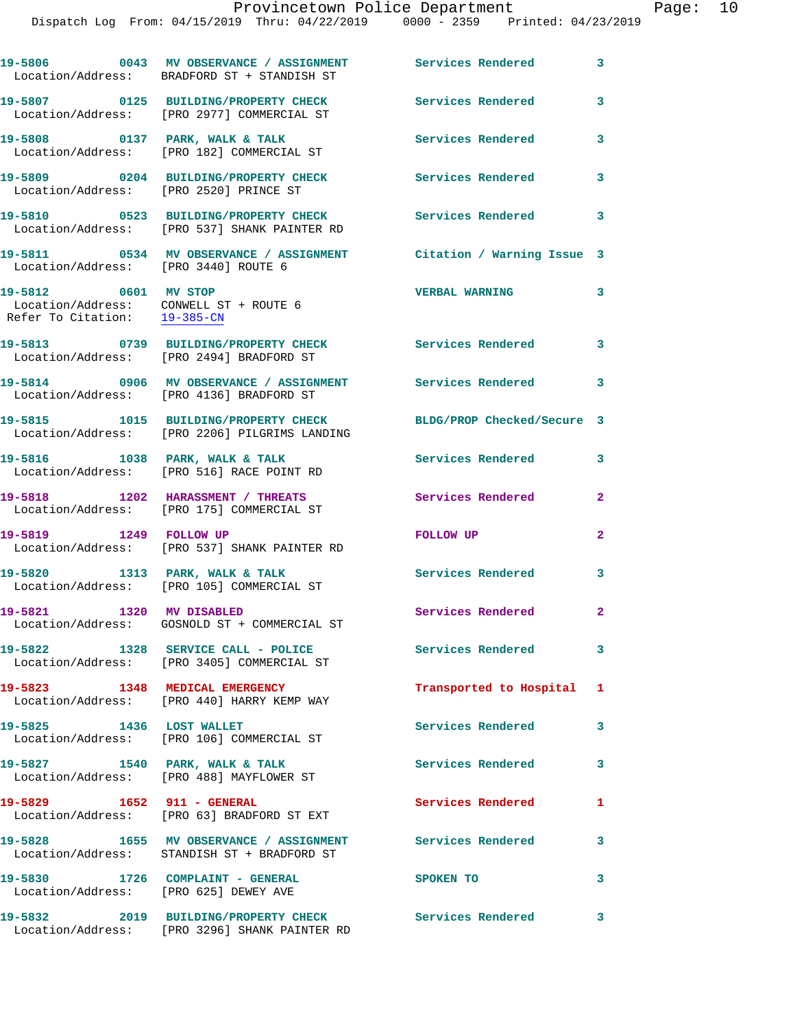| Call # | Time | Call Type | Disposition | Priority |
|---|---|---|---|---|
| 19-5806 | 0043 | MV OBSERVANCE / ASSIGNMENT | Services Rendered | 3 |
| Location/Address: | | BRADFORD ST + STANDISH ST | | |
| 19-5807 | 0125 | BUILDING/PROPERTY CHECK | Services Rendered | 3 |
| Location/Address: | | [PRO 2977] COMMERCIAL ST | | |
| 19-5808 | 0137 | PARK, WALK & TALK | Services Rendered | 3 |
| Location/Address: | | [PRO 182] COMMERCIAL ST | | |
| 19-5809 | 0204 | BUILDING/PROPERTY CHECK | Services Rendered | 3 |
| Location/Address: | | [PRO 2520] PRINCE ST | | |
| 19-5810 | 0523 | BUILDING/PROPERTY CHECK | Services Rendered | 3 |
| Location/Address: | | [PRO 537] SHANK PAINTER RD | | |
| 19-5811 | 0534 | MV OBSERVANCE / ASSIGNMENT | Citation / Warning Issue | 3 |
| Location/Address: | | [PRO 3440] ROUTE 6 | | |
| 19-5812 | 0601 | MV STOP | VERBAL WARNING | 3 |
| Location/Address: | | CONWELL ST + ROUTE 6 | | |
| Refer To Citation: | | 19-385-CN | | |
| 19-5813 | 0739 | BUILDING/PROPERTY CHECK | Services Rendered | 3 |
| Location/Address: | | [PRO 2494] BRADFORD ST | | |
| 19-5814 | 0906 | MV OBSERVANCE / ASSIGNMENT | Services Rendered | 3 |
| Location/Address: | | [PRO 4136] BRADFORD ST | | |
| 19-5815 | 1015 | BUILDING/PROPERTY CHECK | BLDG/PROP Checked/Secure | 3 |
| Location/Address: | | [PRO 2206] PILGRIMS LANDING | | |
| 19-5816 | 1038 | PARK, WALK & TALK | Services Rendered | 3 |
| Location/Address: | | [PRO 516] RACE POINT RD | | |
| 19-5818 | 1202 | HARASSMENT / THREATS | Services Rendered | 2 |
| Location/Address: | | [PRO 175] COMMERCIAL ST | | |
| 19-5819 | 1249 | FOLLOW UP | FOLLOW UP | 2 |
| Location/Address: | | [PRO 537] SHANK PAINTER RD | | |
| 19-5820 | 1313 | PARK, WALK & TALK | Services Rendered | 3 |
| Location/Address: | | [PRO 105] COMMERCIAL ST | | |
| 19-5821 | 1320 | MV DISABLED | Services Rendered | 2 |
| Location/Address: | | GOSNOLD ST + COMMERCIAL ST | | |
| 19-5822 | 1328 | SERVICE CALL - POLICE | Services Rendered | 3 |
| Location/Address: | | [PRO 3405] COMMERCIAL ST | | |
| 19-5823 | 1348 | MEDICAL EMERGENCY | Transported to Hospital | 1 |
| Location/Address: | | [PRO 440] HARRY KEMP WAY | | |
| 19-5825 | 1436 | LOST WALLET | Services Rendered | 3 |
| Location/Address: | | [PRO 106] COMMERCIAL ST | | |
| 19-5827 | 1540 | PARK, WALK & TALK | Services Rendered | 3 |
| Location/Address: | | [PRO 488] MAYFLOWER ST | | |
| 19-5829 | 1652 | 911 - GENERAL | Services Rendered | 1 |
| Location/Address: | | [PRO 63] BRADFORD ST EXT | | |
| 19-5828 | 1655 | MV OBSERVANCE / ASSIGNMENT | Services Rendered | 3 |
| Location/Address: | | STANDISH ST + BRADFORD ST | | |
| 19-5830 | 1726 | COMPLAINT - GENERAL | SPOKEN TO | 3 |
| Location/Address: | | [PRO 625] DEWEY AVE | | |
| 19-5832 | 2019 | BUILDING/PROPERTY CHECK | Services Rendered | 3 |
| Location/Address: | | [PRO 3296] SHANK PAINTER RD | | |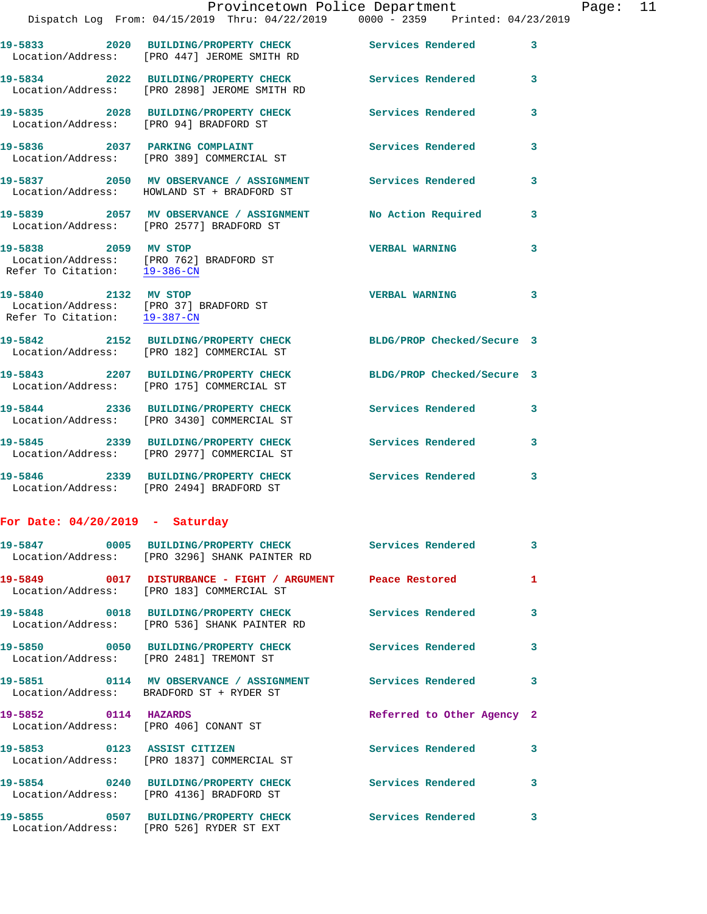19-5833 2020 BUILDING/PROPERTY CHECK Services Rendered 3
Location/Address: [PRO 447] JEROME SMITH RD

19-5834 2022 BUILDING/PROPERTY CHECK Services Rendered 3
Location/Address: [PRO 2898] JEROME SMITH RD

19-5835 2028 BUILDING/PROPERTY CHECK Services Rendered 3
Location/Address: [PRO 94] BRADFORD ST

19-5836 2037 PARKING COMPLAINT Services Rendered 3
Location/Address: [PRO 389] COMMERCIAL ST

19-5837 2050 MV OBSERVANCE / ASSIGNMENT Services Rendered 3
Location/Address: HOWLAND ST + BRADFORD ST

19-5839 2057 MV OBSERVANCE / ASSIGNMENT No Action Required 3
Location/Address: [PRO 2577] BRADFORD ST

19-5838 2059 MV STOP VERBAL WARNING 3
Location/Address: [PRO 762] BRADFORD ST
Refer To Citation: 19-386-CN

19-5840 2132 MV STOP VERBAL WARNING 3
Location/Address: [PRO 37] BRADFORD ST
Refer To Citation: 19-387-CN

19-5842 2152 BUILDING/PROPERTY CHECK BLDG/PROP Checked/Secure 3
Location/Address: [PRO 182] COMMERCIAL ST

19-5843 2207 BUILDING/PROPERTY CHECK BLDG/PROP Checked/Secure 3
Location/Address: [PRO 175] COMMERCIAL ST

19-5844 2336 BUILDING/PROPERTY CHECK Services Rendered 3
Location/Address: [PRO 3430] COMMERCIAL ST

19-5845 2339 BUILDING/PROPERTY CHECK Services Rendered 3
Location/Address: [PRO 2977] COMMERCIAL ST

19-5846 2339 BUILDING/PROPERTY CHECK Services Rendered 3
Location/Address: [PRO 2494] BRADFORD ST

## For Date: 04/20/2019 - Saturday

19-5847 0005 BUILDING/PROPERTY CHECK Services Rendered 3
Location/Address: [PRO 3296] SHANK PAINTER RD

19-5849 0017 DISTURBANCE - FIGHT / ARGUMENT Peace Restored 1
Location/Address: [PRO 183] COMMERCIAL ST

19-5848 0018 BUILDING/PROPERTY CHECK Services Rendered 3
Location/Address: [PRO 536] SHANK PAINTER RD

19-5850 0050 BUILDING/PROPERTY CHECK Services Rendered 3
Location/Address: [PRO 2481] TREMONT ST

19-5851 0114 MV OBSERVANCE / ASSIGNMENT Services Rendered 3
Location/Address: BRADFORD ST + RYDER ST

19-5852 0114 HAZARDS Referred to Other Agency 2
Location/Address: [PRO 406] CONANT ST

19-5853 0123 ASSIST CITIZEN Services Rendered 3
Location/Address: [PRO 1837] COMMERCIAL ST

19-5854 0240 BUILDING/PROPERTY CHECK Services Rendered 3
Location/Address: [PRO 4136] BRADFORD ST

19-5855 0507 BUILDING/PROPERTY CHECK Services Rendered 3
Location/Address: [PRO 526] RYDER ST EXT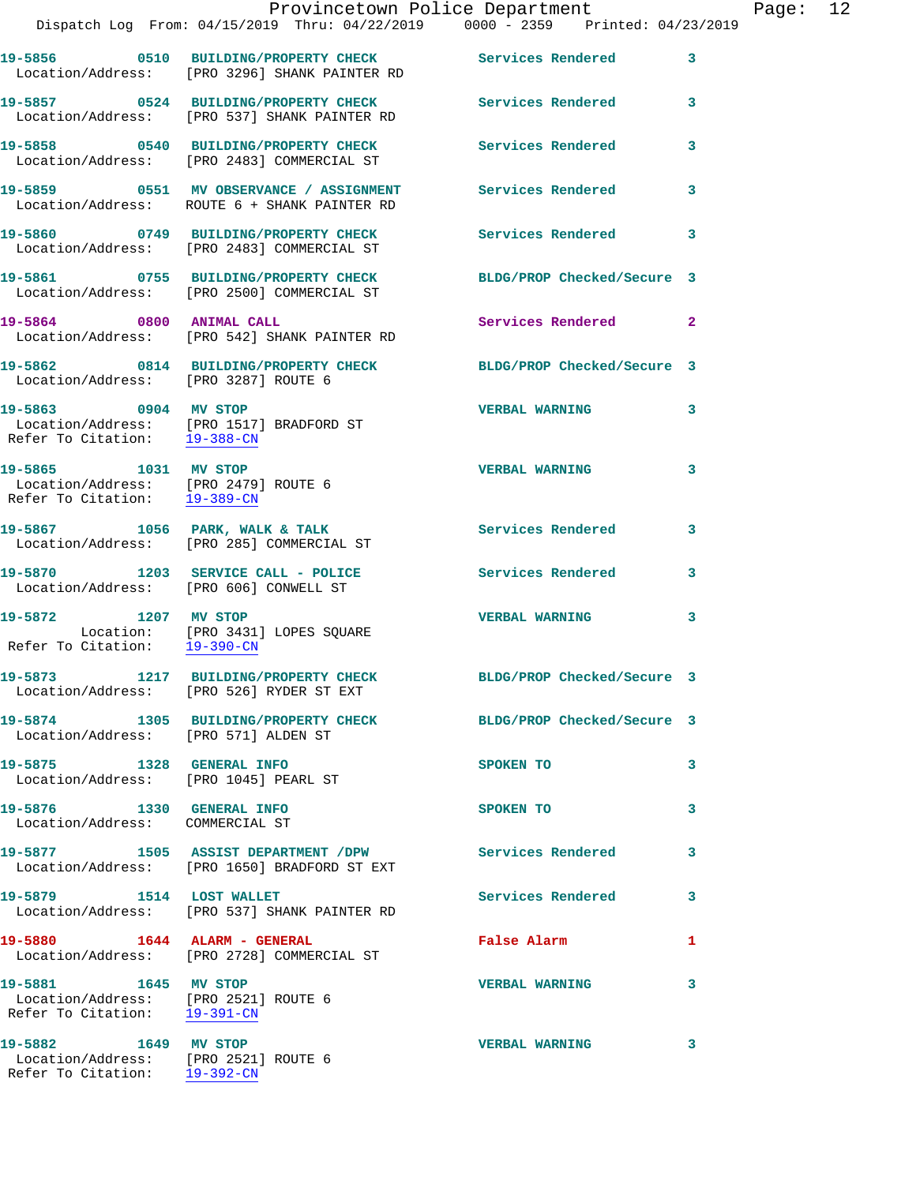19-5856 0510 BUILDING/PROPERTY CHECK Services Rendered 3
Location/Address: [PRO 3296] SHANK PAINTER RD

19-5857 0524 BUILDING/PROPERTY CHECK Services Rendered 3
Location/Address: [PRO 537] SHANK PAINTER RD

19-5858 0540 BUILDING/PROPERTY CHECK Services Rendered 3
Location/Address: [PRO 2483] COMMERCIAL ST

19-5859 0551 MV OBSERVANCE / ASSIGNMENT Services Rendered 3
Location/Address: ROUTE 6 + SHANK PAINTER RD

19-5860 0749 BUILDING/PROPERTY CHECK Services Rendered 3
Location/Address: [PRO 2483] COMMERCIAL ST

19-5861 0755 BUILDING/PROPERTY CHECK BLDG/PROP Checked/Secure 3
Location/Address: [PRO 2500] COMMERCIAL ST

19-5864 0800 ANIMAL CALL Services Rendered 2
Location/Address: [PRO 542] SHANK PAINTER RD

19-5862 0814 BUILDING/PROPERTY CHECK BLDG/PROP Checked/Secure 3
Location/Address: [PRO 3287] ROUTE 6

19-5863 0904 MV STOP VERBAL WARNING 3
Location/Address: [PRO 1517] BRADFORD ST
Refer To Citation: 19-388-CN

19-5865 1031 MV STOP VERBAL WARNING 3
Location/Address: [PRO 2479] ROUTE 6
Refer To Citation: 19-389-CN

19-5867 1056 PARK, WALK & TALK Services Rendered 3
Location/Address: [PRO 285] COMMERCIAL ST

19-5870 1203 SERVICE CALL - POLICE Services Rendered 3
Location/Address: [PRO 606] CONWELL ST

19-5872 1207 MV STOP VERBAL WARNING 3
Location: [PRO 3431] LOPES SQUARE
Refer To Citation: 19-390-CN

19-5873 1217 BUILDING/PROPERTY CHECK BLDG/PROP Checked/Secure 3
Location/Address: [PRO 526] RYDER ST EXT

19-5874 1305 BUILDING/PROPERTY CHECK BLDG/PROP Checked/Secure 3
Location/Address: [PRO 571] ALDEN ST

19-5875 1328 GENERAL INFO SPOKEN TO 3
Location/Address: [PRO 1045] PEARL ST

19-5876 1330 GENERAL INFO SPOKEN TO 3
Location/Address: COMMERCIAL ST

19-5877 1505 ASSIST DEPARTMENT /DPW Services Rendered 3
Location/Address: [PRO 1650] BRADFORD ST EXT

19-5879 1514 LOST WALLET Services Rendered 3
Location/Address: [PRO 537] SHANK PAINTER RD

19-5880 1644 ALARM - GENERAL False Alarm 1
Location/Address: [PRO 2728] COMMERCIAL ST

19-5881 1645 MV STOP VERBAL WARNING 3
Location/Address: [PRO 2521] ROUTE 6
Refer To Citation: 19-391-CN

19-5882 1649 MV STOP VERBAL WARNING 3
Location/Address: [PRO 2521] ROUTE 6
Refer To Citation: 19-392-CN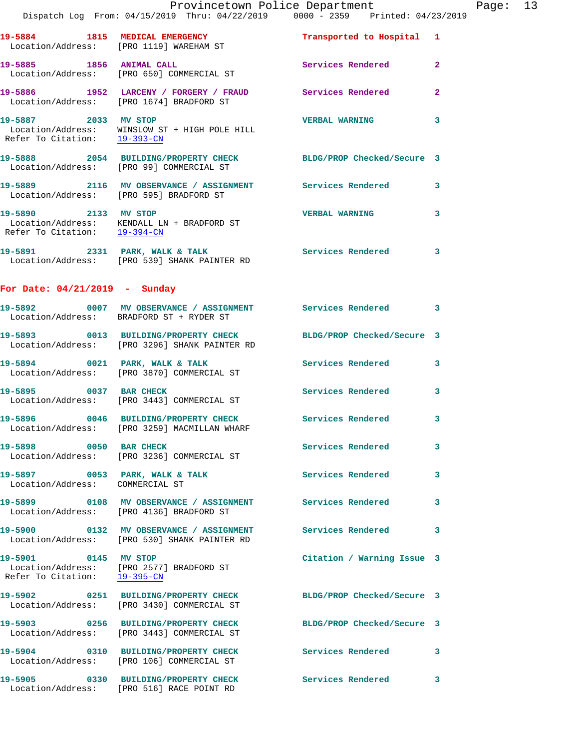**19-5884** 1815 **MEDICAL EMERGENCY** Transported to Hospital 1
Location/Address: [PRO 1119] WAREHAM ST

**19-5885** 1856 **ANIMAL CALL** Services Rendered 2
Location/Address: [PRO 650] COMMERCIAL ST

**19-5886** 1952 **LARCENY / FORGERY / FRAUD** Services Rendered 2
Location/Address: [PRO 1674] BRADFORD ST

**19-5887** 2033 **MV STOP** VERBAL WARNING 3
Location/Address: WINSLOW ST + HIGH POLE HILL
Refer To Citation: 19-393-CN

**19-5888** 2054 **BUILDING/PROPERTY CHECK** BLDG/PROP Checked/Secure 3
Location/Address: [PRO 99] COMMERCIAL ST

**19-5889** 2116 **MV OBSERVANCE / ASSIGNMENT** Services Rendered 3
Location/Address: [PRO 595] BRADFORD ST

**19-5890** 2133 **MV STOP** VERBAL WARNING 3
Location/Address: KENDALL LN + BRADFORD ST
Refer To Citation: 19-394-CN

**19-5891** 2331 **PARK, WALK & TALK** Services Rendered 3
Location/Address: [PRO 539] SHANK PAINTER RD

## For Date: 04/21/2019 - Sunday

**19-5892** 0007 **MV OBSERVANCE / ASSIGNMENT** Services Rendered 3
Location/Address: BRADFORD ST + RYDER ST

**19-5893** 0013 **BUILDING/PROPERTY CHECK** BLDG/PROP Checked/Secure 3
Location/Address: [PRO 3296] SHANK PAINTER RD

**19-5894** 0021 **PARK, WALK & TALK** Services Rendered 3
Location/Address: [PRO 3870] COMMERCIAL ST

**19-5895** 0037 **BAR CHECK** Services Rendered 3
Location/Address: [PRO 3443] COMMERCIAL ST

**19-5896** 0046 **BUILDING/PROPERTY CHECK** Services Rendered 3
Location/Address: [PRO 3259] MACMILLAN WHARF

**19-5898** 0050 **BAR CHECK** Services Rendered 3
Location/Address: [PRO 3236] COMMERCIAL ST

**19-5897** 0053 **PARK, WALK & TALK** Services Rendered 3
Location/Address: COMMERCIAL ST

**19-5899** 0108 **MV OBSERVANCE / ASSIGNMENT** Services Rendered 3
Location/Address: [PRO 4136] BRADFORD ST

**19-5900** 0132 **MV OBSERVANCE / ASSIGNMENT** Services Rendered 3
Location/Address: [PRO 530] SHANK PAINTER RD

**19-5901** 0145 **MV STOP** Citation / Warning Issue 3
Location/Address: [PRO 2577] BRADFORD ST
Refer To Citation: 19-395-CN

**19-5902** 0251 **BUILDING/PROPERTY CHECK** BLDG/PROP Checked/Secure 3
Location/Address: [PRO 3430] COMMERCIAL ST

**19-5903** 0256 **BUILDING/PROPERTY CHECK** BLDG/PROP Checked/Secure 3
Location/Address: [PRO 3443] COMMERCIAL ST

**19-5904** 0310 **BUILDING/PROPERTY CHECK** Services Rendered 3
Location/Address: [PRO 106] COMMERCIAL ST

**19-5905** 0330 **BUILDING/PROPERTY CHECK** Services Rendered 3
Location/Address: [PRO 516] RACE POINT RD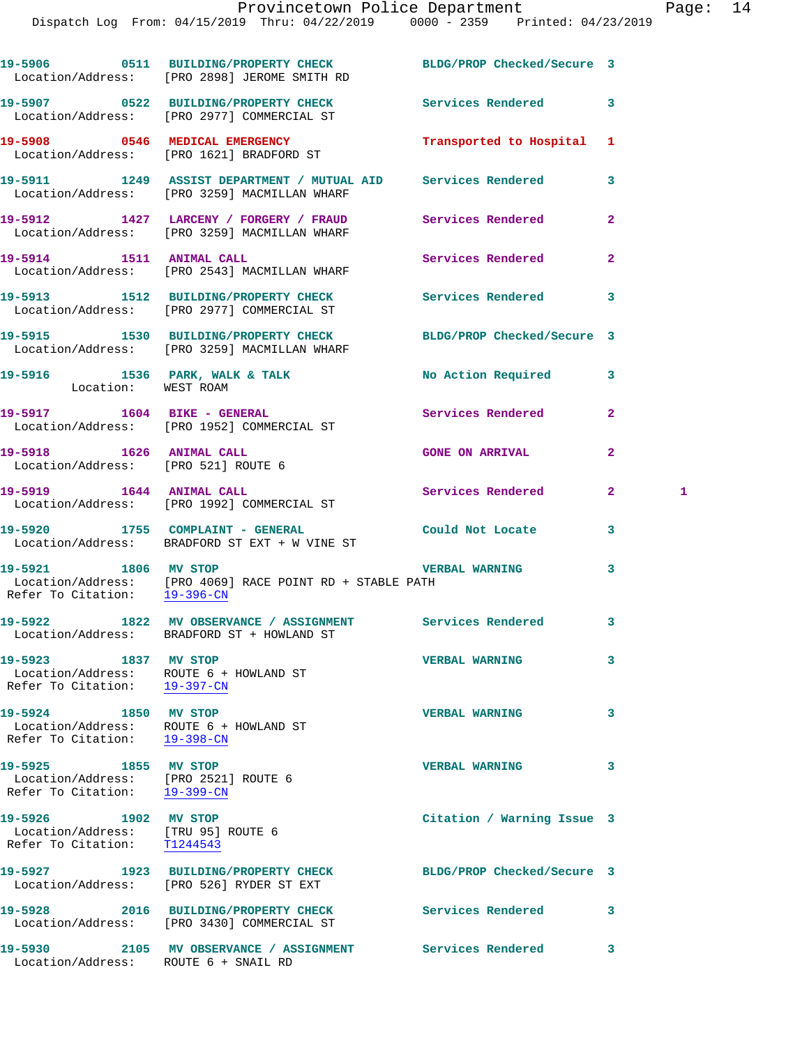```
19-5906        0511  BUILDING/PROPERTY CHECK          BLDG/PROP Checked/Secure  3
 Location/Address:    [PRO 2898] JEROME SMITH RD

19-5907        0522  BUILDING/PROPERTY CHECK          Services Rendered         3
 Location/Address:    [PRO 2977] COMMERCIAL ST

19-5908        0546  MEDICAL EMERGENCY                Transported to Hospital   1
 Location/Address:    [PRO 1621] BRADFORD ST

19-5911        1249  ASSIST DEPARTMENT / MUTUAL AID   Services Rendered         3
 Location/Address:    [PRO 3259] MACMILLAN WHARF

19-5912        1427  LARCENY / FORGERY / FRAUD        Services Rendered         2
 Location/Address:    [PRO 3259] MACMILLAN WHARF

19-5914        1511  ANIMAL CALL                      Services Rendered         2
 Location/Address:    [PRO 2543] MACMILLAN WHARF

19-5913        1512  BUILDING/PROPERTY CHECK          Services Rendered         3
 Location/Address:    [PRO 2977] COMMERCIAL ST

19-5915        1530  BUILDING/PROPERTY CHECK          BLDG/PROP Checked/Secure  3
 Location/Address:    [PRO 3259] MACMILLAN WHARF

19-5916        1536  PARK, WALK & TALK                No Action Required        3
          Location:   WEST ROAM

19-5917        1604  BIKE - GENERAL                   Services Rendered         2
 Location/Address:    [PRO 1952] COMMERCIAL ST

19-5918        1626  ANIMAL CALL                      GONE ON ARRIVAL           2
 Location/Address:    [PRO 521] ROUTE 6

19-5919        1644  ANIMAL CALL                      Services Rendered         2         1
 Location/Address:    [PRO 1992] COMMERCIAL ST

19-5920        1755  COMPLAINT - GENERAL              Could Not Locate          3
 Location/Address:    BRADFORD ST EXT + W VINE ST

19-5921        1806  MV STOP                          VERBAL WARNING            3
 Location/Address:    [PRO 4069] RACE POINT RD + STABLE PATH
 Refer To Citation:   19-396-CN

19-5922        1822  MV OBSERVANCE / ASSIGNMENT       Services Rendered         3
 Location/Address:    BRADFORD ST + HOWLAND ST

19-5923        1837  MV STOP                          VERBAL WARNING            3
 Location/Address:    ROUTE 6 + HOWLAND ST
 Refer To Citation:   19-397-CN

19-5924        1850  MV STOP                          VERBAL WARNING            3
 Location/Address:    ROUTE 6 + HOWLAND ST
 Refer To Citation:   19-398-CN

19-5925        1855  MV STOP                          VERBAL WARNING            3
 Location/Address:    [PRO 2521] ROUTE 6
 Refer To Citation:   19-399-CN

19-5926        1902  MV STOP                          Citation / Warning Issue  3
 Location/Address:    [TRU 95] ROUTE 6
 Refer To Citation:   T1244543

19-5927        1923  BUILDING/PROPERTY CHECK          BLDG/PROP Checked/Secure  3
 Location/Address:    [PRO 526] RYDER ST EXT

19-5928        2016  BUILDING/PROPERTY CHECK          Services Rendered         3
 Location/Address:    [PRO 3430] COMMERCIAL ST

19-5930        2105  MV OBSERVANCE / ASSIGNMENT       Services Rendered         3
 Location/Address:    ROUTE 6 + SNAIL RD
```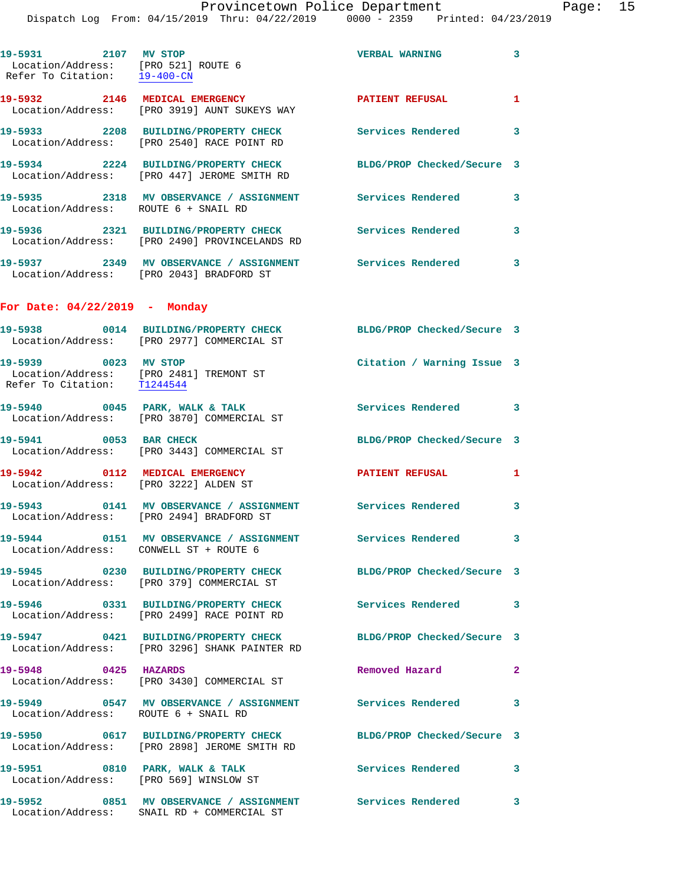19-5931 2107 MV STOP VERBAL WARNING 3
Location/Address: [PRO 521] ROUTE 6
Refer To Citation: 19-400-CN

19-5932 2146 MEDICAL EMERGENCY PATIENT REFUSAL 1
Location/Address: [PRO 3919] AUNT SUKEYS WAY

19-5933 2208 BUILDING/PROPERTY CHECK Services Rendered 3
Location/Address: [PRO 2540] RACE POINT RD

19-5934 2224 BUILDING/PROPERTY CHECK BLDG/PROP Checked/Secure 3
Location/Address: [PRO 447] JEROME SMITH RD

19-5935 2318 MV OBSERVANCE / ASSIGNMENT Services Rendered 3
Location/Address: ROUTE 6 + SNAIL RD

19-5936 2321 BUILDING/PROPERTY CHECK Services Rendered 3
Location/Address: [PRO 2490] PROVINCELANDS RD

19-5937 2349 MV OBSERVANCE / ASSIGNMENT Services Rendered 3
Location/Address: [PRO 2043] BRADFORD ST

## For Date: 04/22/2019 - Monday

19-5938 0014 BUILDING/PROPERTY CHECK BLDG/PROP Checked/Secure 3
Location/Address: [PRO 2977] COMMERCIAL ST

19-5939 0023 MV STOP Citation / Warning Issue 3
Location/Address: [PRO 2481] TREMONT ST
Refer To Citation: T1244544

19-5940 0045 PARK, WALK & TALK Services Rendered 3
Location/Address: [PRO 3870] COMMERCIAL ST

19-5941 0053 BAR CHECK BLDG/PROP Checked/Secure 3
Location/Address: [PRO 3443] COMMERCIAL ST

19-5942 0112 MEDICAL EMERGENCY PATIENT REFUSAL 1
Location/Address: [PRO 3222] ALDEN ST

19-5943 0141 MV OBSERVANCE / ASSIGNMENT Services Rendered 3
Location/Address: [PRO 2494] BRADFORD ST

19-5944 0151 MV OBSERVANCE / ASSIGNMENT Services Rendered 3
Location/Address: CONWELL ST + ROUTE 6

19-5945 0230 BUILDING/PROPERTY CHECK BLDG/PROP Checked/Secure 3
Location/Address: [PRO 379] COMMERCIAL ST

19-5946 0331 BUILDING/PROPERTY CHECK Services Rendered 3
Location/Address: [PRO 2499] RACE POINT RD

19-5947 0421 BUILDING/PROPERTY CHECK BLDG/PROP Checked/Secure 3
Location/Address: [PRO 3296] SHANK PAINTER RD

19-5948 0425 HAZARDS Removed Hazard 2
Location/Address: [PRO 3430] COMMERCIAL ST

19-5949 0547 MV OBSERVANCE / ASSIGNMENT Services Rendered 3
Location/Address: ROUTE 6 + SNAIL RD

19-5950 0617 BUILDING/PROPERTY CHECK BLDG/PROP Checked/Secure 3
Location/Address: [PRO 2898] JEROME SMITH RD

19-5951 0810 PARK, WALK & TALK Services Rendered 3
Location/Address: [PRO 569] WINSLOW ST

19-5952 0851 MV OBSERVANCE / ASSIGNMENT Services Rendered 3
Location/Address: SNAIL RD + COMMERCIAL ST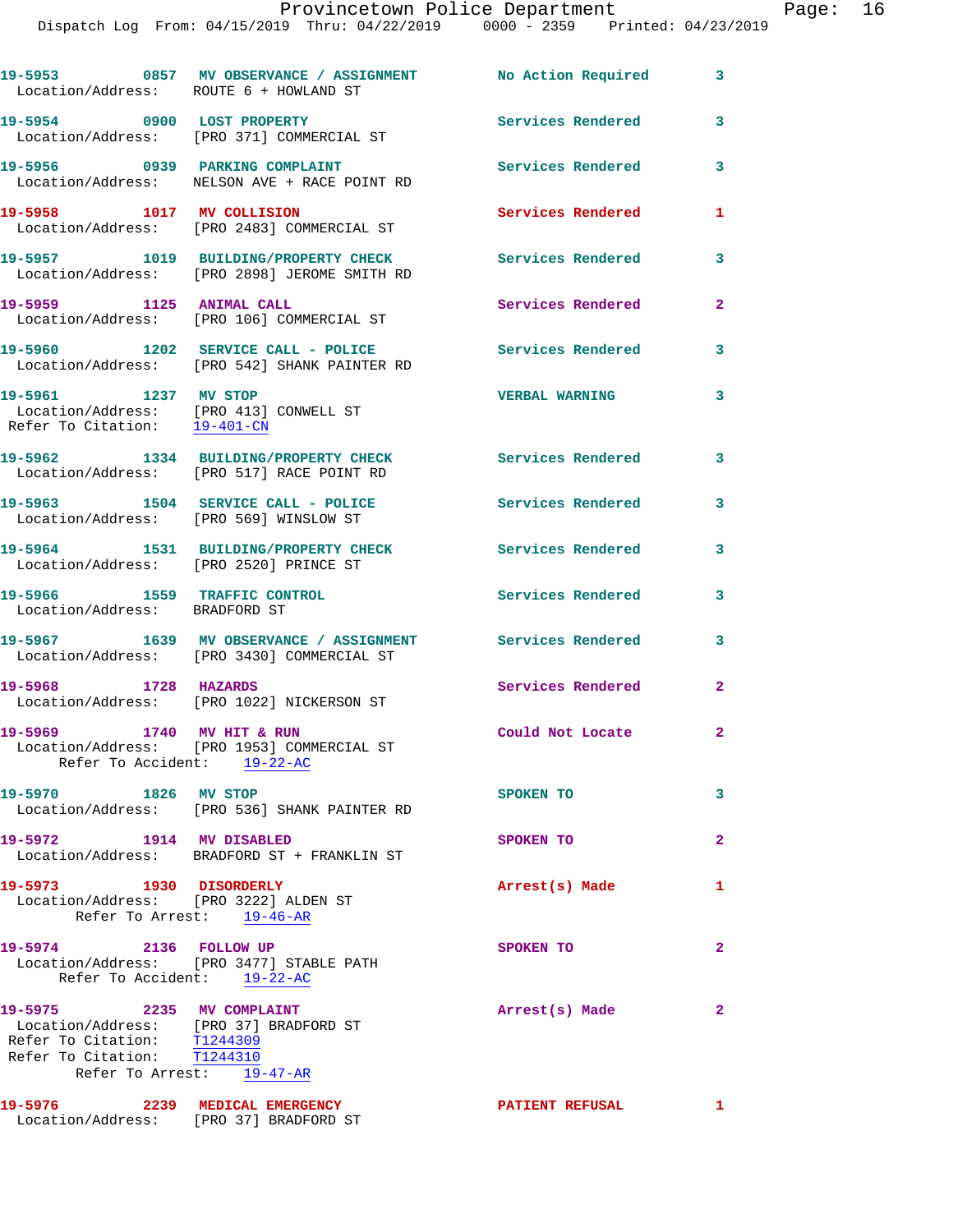19-5953 0857 MV OBSERVANCE / ASSIGNMENT No Action Required 3
Location/Address: ROUTE 6 + HOWLAND ST

19-5954 0900 LOST PROPERTY Services Rendered 3
Location/Address: [PRO 371] COMMERCIAL ST

19-5956 0939 PARKING COMPLAINT Services Rendered 3
Location/Address: NELSON AVE + RACE POINT RD

19-5958 1017 MV COLLISION Services Rendered 1
Location/Address: [PRO 2483] COMMERCIAL ST

19-5957 1019 BUILDING/PROPERTY CHECK Services Rendered 3
Location/Address: [PRO 2898] JEROME SMITH RD

19-5959 1125 ANIMAL CALL Services Rendered 2
Location/Address: [PRO 106] COMMERCIAL ST

19-5960 1202 SERVICE CALL - POLICE Services Rendered 3
Location/Address: [PRO 542] SHANK PAINTER RD

19-5961 1237 MV STOP VERBAL WARNING 3
Location/Address: [PRO 413] CONWELL ST
Refer To Citation: 19-401-CN

19-5962 1334 BUILDING/PROPERTY CHECK Services Rendered 3
Location/Address: [PRO 517] RACE POINT RD

19-5963 1504 SERVICE CALL - POLICE Services Rendered 3
Location/Address: [PRO 569] WINSLOW ST

19-5964 1531 BUILDING/PROPERTY CHECK Services Rendered 3
Location/Address: [PRO 2520] PRINCE ST

19-5966 1559 TRAFFIC CONTROL Services Rendered 3
Location/Address: BRADFORD ST

19-5967 1639 MV OBSERVANCE / ASSIGNMENT Services Rendered 3
Location/Address: [PRO 3430] COMMERCIAL ST

19-5968 1728 HAZARDS Services Rendered 2
Location/Address: [PRO 1022] NICKERSON ST

19-5969 1740 MV HIT & RUN Could Not Locate 2
Location/Address: [PRO 1953] COMMERCIAL ST
Refer To Accident: 19-22-AC

19-5970 1826 MV STOP SPOKEN TO 3
Location/Address: [PRO 536] SHANK PAINTER RD

19-5972 1914 MV DISABLED SPOKEN TO 2
Location/Address: BRADFORD ST + FRANKLIN ST

19-5973 1930 DISORDERLY Arrest(s) Made 1
Location/Address: [PRO 3222] ALDEN ST
Refer To Arrest: 19-46-AR

19-5974 2136 FOLLOW UP SPOKEN TO 2
Location/Address: [PRO 3477] STABLE PATH
Refer To Accident: 19-22-AC

19-5975 2235 MV COMPLAINT Arrest(s) Made 2
Location/Address: [PRO 37] BRADFORD ST
Refer To Citation: T1244309
Refer To Citation: T1244310
Refer To Arrest: 19-47-AR

19-5976 2239 MEDICAL EMERGENCY PATIENT REFUSAL 1
Location/Address: [PRO 37] BRADFORD ST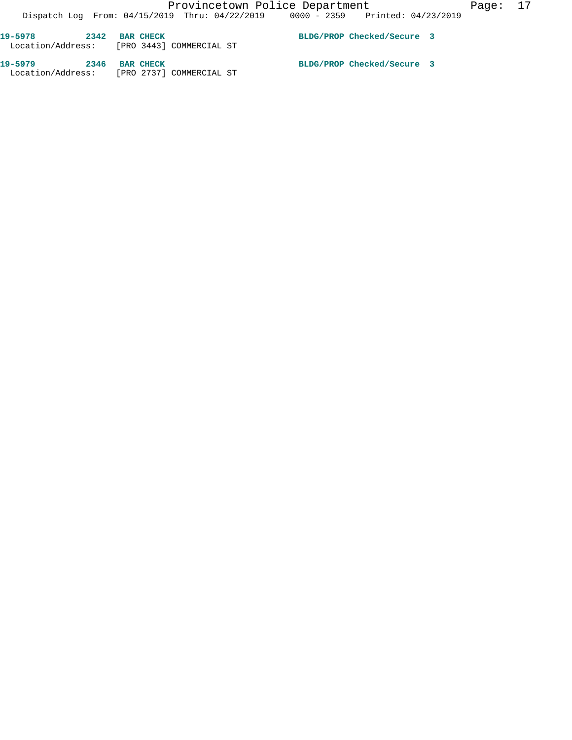**19-5978 2342 BAR CHECK BLDG/PROP Checked/Secure 3**
Location/Address: [PRO 3443] COMMERCIAL ST

**19-5979 2346 BAR CHECK BLDG/PROP Checked/Secure 3**
Location/Address: [PRO 2737] COMMERCIAL ST